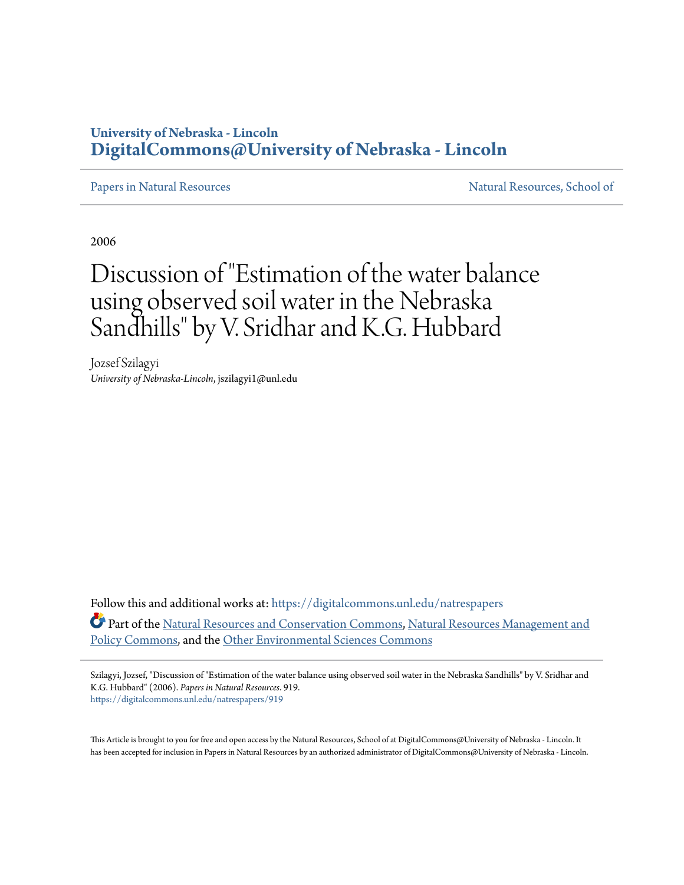University of Nebraska - Lincoln
**DigitalCommons@University of Nebraska - Lincoln**

Papers in Natural Resources | Natural Resources, School of

2006

# Discussion of "Estimation of the water balance using observed soil water in the Nebraska Sandhills" by V. Sridhar and K.G. Hubbard

Jozsef Szilagyi
*University of Nebraska-Lincoln*, jszilagyi1@unl.edu

Follow this and additional works at: https://digitalcommons.unl.edu/natrespapers

Part of the Natural Resources and Conservation Commons, Natural Resources Management and Policy Commons, and the Other Environmental Sciences Commons

Szilagyi, Jozsef, "Discussion of "Estimation of the water balance using observed soil water in the Nebraska Sandhills" by V. Sridhar and K.G. Hubbard" (2006). *Papers in Natural Resources*. 919.
https://digitalcommons.unl.edu/natrespapers/919

This Article is brought to you for free and open access by the Natural Resources, School of at DigitalCommons@University of Nebraska - Lincoln. It has been accepted for inclusion in Papers in Natural Resources by an authorized administrator of DigitalCommons@University of Nebraska - Lincoln.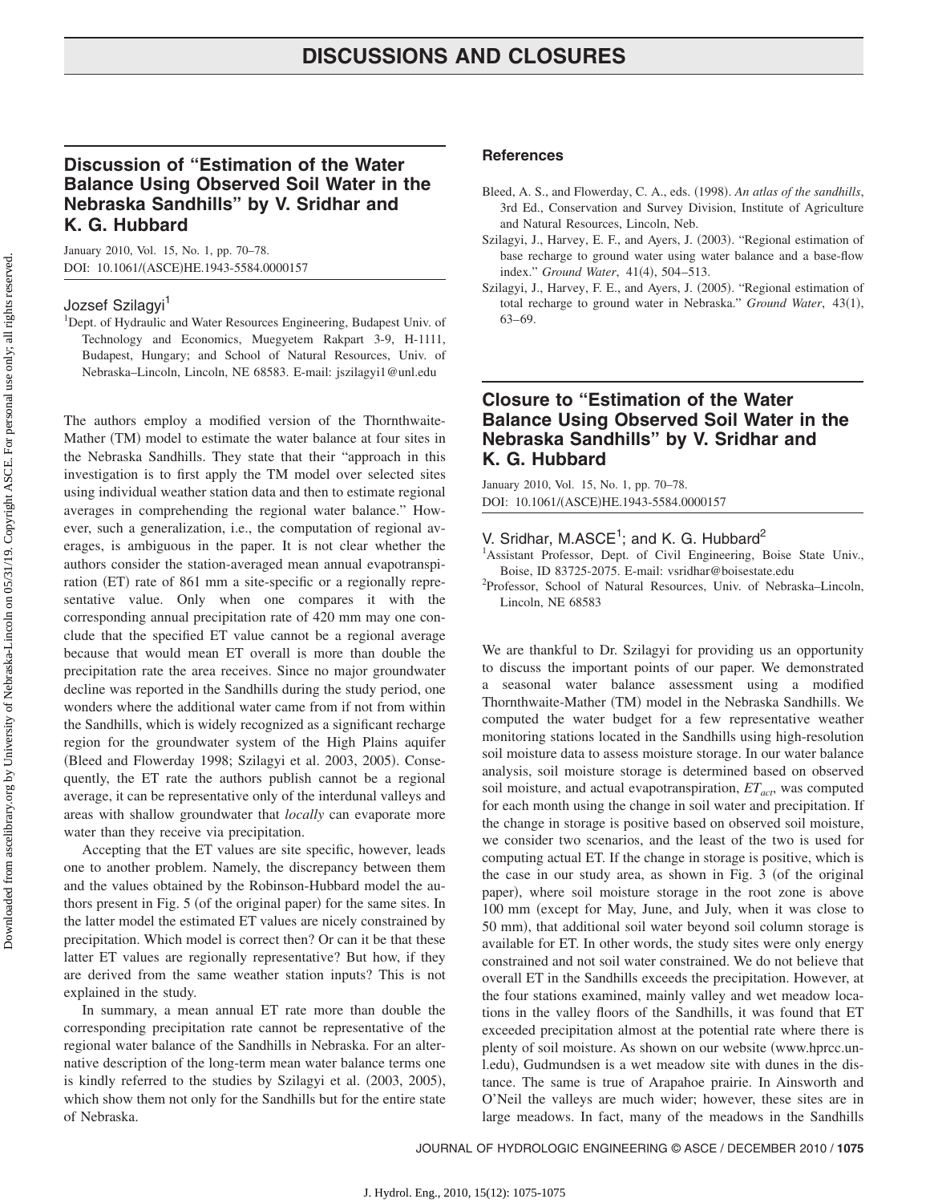# DISCUSSIONS AND CLOSURES

## Discussion of "Estimation of the Water Balance Using Observed Soil Water in the Nebraska Sandhills" by V. Sridhar and K. G. Hubbard

January 2010, Vol. 15, No. 1, pp. 70–78.
DOI: 10.1061/(ASCE)HE.1943-5584.0000157

Jozsef Szilagyi[1]

[1]Dept. of Hydraulic and Water Resources Engineering, Budapest Univ. of Technology and Economics, Muegyetem Rakpart 3-9, H-1111, Budapest, Hungary; and School of Natural Resources, Univ. of Nebraska–Lincoln, Lincoln, NE 68583. E-mail: jszilagyi1@unl.edu

The authors employ a modified version of the Thornthwaite-Mather (TM) model to estimate the water balance at four sites in the Nebraska Sandhills. They state that their "approach in this investigation is to first apply the TM model over selected sites using individual weather station data and then to estimate regional averages in comprehending the regional water balance." However, such a generalization, i.e., the computation of regional averages, is ambiguous in the paper. It is not clear whether the authors consider the station-averaged mean annual evapotranspiration (ET) rate of 861 mm a site-specific or a regionally representative value. Only when one compares it with the corresponding annual precipitation rate of 420 mm may one conclude that the specified ET value cannot be a regional average because that would mean ET overall is more than double the precipitation rate the area receives. Since no major groundwater decline was reported in the Sandhills during the study period, one wonders where the additional water came from if not from within the Sandhills, which is widely recognized as a significant recharge region for the groundwater system of the High Plains aquifer (Bleed and Flowerday 1998; Szilagyi et al. 2003, 2005). Consequently, the ET rate the authors publish cannot be a regional average, it can be representative only of the interdunal valleys and areas with shallow groundwater that *locally* can evaporate more water than they receive via precipitation.

Accepting that the ET values are site specific, however, leads one to another problem. Namely, the discrepancy between them and the values obtained by the Robinson-Hubbard model the authors present in Fig. 5 (of the original paper) for the same sites. In the latter model the estimated ET values are nicely constrained by precipitation. Which model is correct then? Or can it be that these latter ET values are regionally representative? But how, if they are derived from the same weather station inputs? This is not explained in the study.

In summary, a mean annual ET rate more than double the corresponding precipitation rate cannot be representative of the regional water balance of the Sandhills in Nebraska. For an alternative description of the long-term mean water balance terms one is kindly referred to the studies by Szilagyi et al. (2003, 2005), which show them not only for the Sandhills but for the entire state of Nebraska.

### References

Bleed, A. S., and Flowerday, C. A., eds. (1998). *An atlas of the sandhills*, 3rd Ed., Conservation and Survey Division, Institute of Agriculture and Natural Resources, Lincoln, Neb.

Szilagyi, J., Harvey, E. F., and Ayers, J. (2003). "Regional estimation of base recharge to ground water using water balance and a base-flow index." *Ground Water*, 41(4), 504–513.

Szilagyi, J., Harvey, F. E., and Ayers, J. (2005). "Regional estimation of total recharge to ground water in Nebraska." *Ground Water*, 43(1), 63–69.

## Closure to "Estimation of the Water Balance Using Observed Soil Water in the Nebraska Sandhills" by V. Sridhar and K. G. Hubbard

January 2010, Vol. 15, No. 1, pp. 70–78.
DOI: 10.1061/(ASCE)HE.1943-5584.0000157

V. Sridhar, M.ASCE[1]; and K. G. Hubbard[2]

[1]Assistant Professor, Dept. of Civil Engineering, Boise State Univ., Boise, ID 83725-2075. E-mail: vsridhar@boisestate.edu

[2]Professor, School of Natural Resources, Univ. of Nebraska–Lincoln, Lincoln, NE 68583

We are thankful to Dr. Szilagyi for providing us an opportunity to discuss the important points of our paper. We demonstrated a seasonal water balance assessment using a modified Thornthwaite-Mather (TM) model in the Nebraska Sandhills. We computed the water budget for a few representative weather monitoring stations located in the Sandhills using high-resolution soil moisture data to assess moisture storage. In our water balance analysis, soil moisture storage is determined based on observed soil moisture, and actual evapotranspiration, $ET_{act}$, was computed for each month using the change in soil water and precipitation. If the change in storage is positive based on observed soil moisture, we consider two scenarios, and the least of the two is used for computing actual ET. If the change in storage is positive, which is the case in our study area, as shown in Fig. 3 (of the original paper), where soil moisture storage in the root zone is above 100 mm (except for May, June, and July, when it was close to 50 mm), that additional soil water beyond soil column storage is available for ET. In other words, the study sites were only energy constrained and not soil water constrained. We do not believe that overall ET in the Sandhills exceeds the precipitation. However, at the four stations examined, mainly valley and wet meadow locations in the valley floors of the Sandhills, it was found that ET exceeded precipitation almost at the potential rate where there is plenty of soil moisture. As shown on our website (www.hprcc.unl.edu), Gudmundsen is a wet meadow site with dunes in the distance. The same is true of Arapahoe prairie. In Ainsworth and O'Neil the valleys are much wider; however, these sites are in large meadows. In fact, many of the meadows in the Sandhills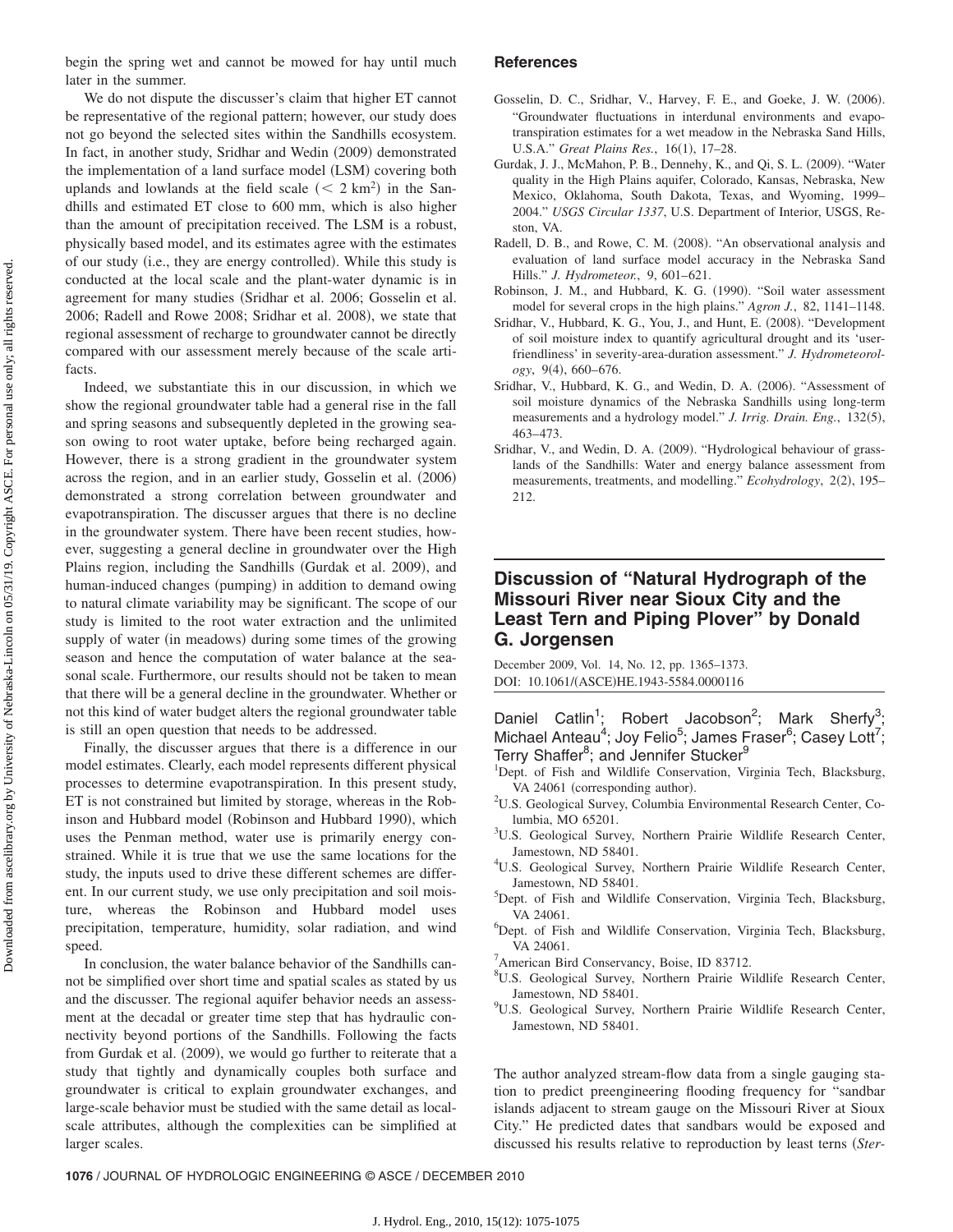begin the spring wet and cannot be mowed for hay until much later in the summer.

We do not dispute the discusser's claim that higher ET cannot be representative of the regional pattern; however, our study does not go beyond the selected sites within the Sandhills ecosystem. In fact, in another study, Sridhar and Wedin (2009) demonstrated the implementation of a land surface model (LSM) covering both uplands and lowlands at the field scale ($< 2\ \text{km}^2$) in the Sandhills and estimated ET close to 600 mm, which is also higher than the amount of precipitation received. The LSM is a robust, physically based model, and its estimates agree with the estimates of our study (i.e., they are energy controlled). While this study is conducted at the local scale and the plant-water dynamic is in agreement for many studies (Sridhar et al. 2006; Gosselin et al. 2006; Radell and Rowe 2008; Sridhar et al. 2008), we state that regional assessment of recharge to groundwater cannot be directly compared with our assessment merely because of the scale artifacts.

Indeed, we substantiate this in our discussion, in which we show the regional groundwater table had a general rise in the fall and spring seasons and subsequently depleted in the growing season owing to root water uptake, before being recharged again. However, there is a strong gradient in the groundwater system across the region, and in an earlier study, Gosselin et al. (2006) demonstrated a strong correlation between groundwater and evapotranspiration. The discusser argues that there is no decline in the groundwater system. There have been recent studies, however, suggesting a general decline in groundwater over the High Plains region, including the Sandhills (Gurdak et al. 2009), and human-induced changes (pumping) in addition to demand owing to natural climate variability may be significant. The scope of our study is limited to the root water extraction and the unlimited supply of water (in meadows) during some times of the growing season and hence the computation of water balance at the seasonal scale. Furthermore, our results should not be taken to mean that there will be a general decline in the groundwater. Whether or not this kind of water budget alters the regional groundwater table is still an open question that needs to be addressed.

Finally, the discusser argues that there is a difference in our model estimates. Clearly, each model represents different physical processes to determine evapotranspiration. In this present study, ET is not constrained but limited by storage, whereas in the Robinson and Hubbard model (Robinson and Hubbard 1990), which uses the Penman method, water use is primarily energy constrained. While it is true that we use the same locations for the study, the inputs used to drive these different schemes are different. In our current study, we use only precipitation and soil moisture, whereas the Robinson and Hubbard model uses precipitation, temperature, humidity, solar radiation, and wind speed.

In conclusion, the water balance behavior of the Sandhills cannot be simplified over short time and spatial scales as stated by us and the discusser. The regional aquifer behavior needs an assessment at the decadal or greater time step that has hydraulic connectivity beyond portions of the Sandhills. Following the facts from Gurdak et al. (2009), we would go further to reiterate that a study that tightly and dynamically couples both surface and groundwater is critical to explain groundwater exchanges, and large-scale behavior must be studied with the same detail as local-scale attributes, although the complexities can be simplified at larger scales.

## References

Gosselin, D. C., Sridhar, V., Harvey, F. E., and Goeke, J. W. (2006). "Groundwater fluctuations in interdunal environments and evapotranspiration estimates for a wet meadow in the Nebraska Sand Hills, U.S.A." *Great Plains Res.*, 16(1), 17–28.

Gurdak, J. J., McMahon, P. B., Dennehy, K., and Qi, S. L. (2009). "Water quality in the High Plains aquifer, Colorado, Kansas, Nebraska, New Mexico, Oklahoma, South Dakota, Texas, and Wyoming, 1999–2004." *USGS Circular 1337*, U.S. Department of Interior, USGS, Reston, VA.

Radell, D. B., and Rowe, C. M. (2008). "An observational analysis and evaluation of land surface model accuracy in the Nebraska Sand Hills." *J. Hydrometeor.*, 9, 601–621.

Robinson, J. M., and Hubbard, K. G. (1990). "Soil water assessment model for several crops in the high plains." *Agron J.*, 82, 1141–1148.

Sridhar, V., Hubbard, K. G., You, J., and Hunt, E. (2008). "Development of soil moisture index to quantify agricultural drought and its 'user-friendliness' in severity-area-duration assessment." *J. Hydrometeorology*, 9(4), 660–676.

Sridhar, V., Hubbard, K. G., and Wedin, D. A. (2006). "Assessment of soil moisture dynamics of the Nebraska Sandhills using long-term measurements and a hydrology model." *J. Irrig. Drain. Eng.*, 132(5), 463–473.

Sridhar, V., and Wedin, D. A. (2009). "Hydrological behaviour of grasslands of the Sandhills: Water and energy balance assessment from measurements, treatments, and modelling." *Ecohydrology*, 2(2), 195–212.

# Discussion of "Natural Hydrograph of the Missouri River near Sioux City and the Least Tern and Piping Plover" by Donald G. Jorgensen

December 2009, Vol. 14, No. 12, pp. 1365–1373.
DOI: 10.1061/(ASCE)HE.1943-5584.0000116

Daniel Catlin[1]; Robert Jacobson[2]; Mark Sherfy[3]; Michael Anteau[4]; Joy Felio[5]; James Fraser[6]; Casey Lott[7]; Terry Shaffer[8]; and Jennifer Stucker[9]

[1]Dept. of Fish and Wildlife Conservation, Virginia Tech, Blacksburg, VA 24061 (corresponding author).
[2]U.S. Geological Survey, Columbia Environmental Research Center, Columbia, MO 65201.
[3]U.S. Geological Survey, Northern Prairie Wildlife Research Center, Jamestown, ND 58401.
[4]U.S. Geological Survey, Northern Prairie Wildlife Research Center, Jamestown, ND 58401.
[5]Dept. of Fish and Wildlife Conservation, Virginia Tech, Blacksburg, VA 24061.
[6]Dept. of Fish and Wildlife Conservation, Virginia Tech, Blacksburg, VA 24061.
[7]American Bird Conservancy, Boise, ID 83712.
[8]U.S. Geological Survey, Northern Prairie Wildlife Research Center, Jamestown, ND 58401.
[9]U.S. Geological Survey, Northern Prairie Wildlife Research Center, Jamestown, ND 58401.

The author analyzed stream-flow data from a single gauging station to predict preengineering flooding frequency for "sandbar islands adjacent to stream gauge on the Missouri River at Sioux City." He predicted dates that sandbars would be exposed and discussed his results relative to reproduction by least terns (*Ster-*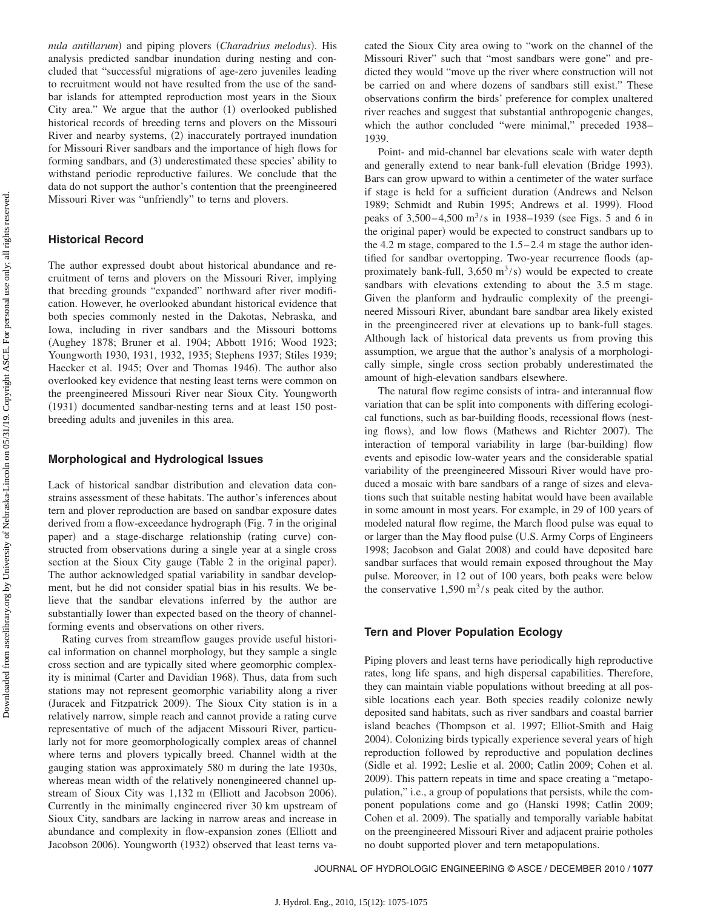*nula antillarum*) and piping plovers (*Charadrius melodus*). His analysis predicted sandbar inundation during nesting and concluded that "successful migrations of age-zero juveniles leading to recruitment would not have resulted from the use of the sandbar islands for attempted reproduction most years in the Sioux City area." We argue that the author (1) overlooked published historical records of breeding terns and plovers on the Missouri River and nearby systems, (2) inaccurately portrayed inundation for Missouri River sandbars and the importance of high flows for forming sandbars, and (3) underestimated these species' ability to withstand periodic reproductive failures. We conclude that the data do not support the author's contention that the preengineered Missouri River was "unfriendly" to terns and plovers.

## Historical Record

The author expressed doubt about historical abundance and recruitment of terns and plovers on the Missouri River, implying that breeding grounds "expanded" northward after river modification. However, he overlooked abundant historical evidence that both species commonly nested in the Dakotas, Nebraska, and Iowa, including in river sandbars and the Missouri bottoms (Aughey 1878; Bruner et al. 1904; Abbott 1916; Wood 1923; Youngworth 1930, 1931, 1932, 1935; Stephens 1937; Stiles 1939; Haecker et al. 1945; Over and Thomas 1946). The author also overlooked key evidence that nesting least terns were common on the preengineered Missouri River near Sioux City. Youngworth (1931) documented sandbar-nesting terns and at least 150 post-breeding adults and juveniles in this area.

## Morphological and Hydrological Issues

Lack of historical sandbar distribution and elevation data constrains assessment of these habitats. The author's inferences about tern and plover reproduction are based on sandbar exposure dates derived from a flow-exceedance hydrograph (Fig. 7 in the original paper) and a stage-discharge relationship (rating curve) constructed from observations during a single year at a single cross section at the Sioux City gauge (Table 2 in the original paper). The author acknowledged spatial variability in sandbar development, but he did not consider spatial bias in his results. We believe that the sandbar elevations inferred by the author are substantially lower than expected based on the theory of channel-forming events and observations on other rivers.

Rating curves from streamflow gauges provide useful historical information on channel morphology, but they sample a single cross section and are typically sited where geomorphic complexity is minimal (Carter and Davidian 1968). Thus, data from such stations may not represent geomorphic variability along a river (Juracek and Fitzpatrick 2009). The Sioux City station is in a relatively narrow, simple reach and cannot provide a rating curve representative of much of the adjacent Missouri River, particularly not for more geomorphologically complex areas of channel where terns and plovers typically breed. Channel width at the gauging station was approximately 580 m during the late 1930s, whereas mean width of the relatively nonengineered channel upstream of Sioux City was 1,132 m (Elliott and Jacobson 2006). Currently in the minimally engineered river 30 km upstream of Sioux City, sandbars are lacking in narrow areas and increase in abundance and complexity in flow-expansion zones (Elliott and Jacobson 2006). Youngworth (1932) observed that least terns vacated the Sioux City area owing to "work on the channel of the Missouri River" such that "most sandbars were gone" and predicted they would "move up the river where construction will not be carried on and where dozens of sandbars still exist." These observations confirm the birds' preference for complex unaltered river reaches and suggest that substantial anthropogenic changes, which the author concluded "were minimal," preceded 1938–1939.

Point- and mid-channel bar elevations scale with water depth and generally extend to near bank-full elevation (Bridge 1993). Bars can grow upward to within a centimeter of the water surface if stage is held for a sufficient duration (Andrews and Nelson 1989; Schmidt and Rubin 1995; Andrews et al. 1999). Flood peaks of 3,500–4,500 $m^3/s$ in 1938–1939 (see Figs. 5 and 6 in the original paper) would be expected to construct sandbars up to the 4.2 m stage, compared to the 1.5–2.4 m stage the author identified for sandbar overtopping. Two-year recurrence floods (approximately bank-full, 3,650 $m^3/s$) would be expected to create sandbars with elevations extending to about the 3.5 m stage. Given the planform and hydraulic complexity of the preengineered Missouri River, abundant bare sandbar area likely existed in the preengineered river at elevations up to bank-full stages. Although lack of historical data prevents us from proving this assumption, we argue that the author's analysis of a morphologically simple, single cross section probably underestimated the amount of high-elevation sandbars elsewhere.

The natural flow regime consists of intra- and interannual flow variation that can be split into components with differing ecological functions, such as bar-building floods, recessional flows (nesting flows), and low flows (Mathews and Richter 2007). The interaction of temporal variability in large (bar-building) flow events and episodic low-water years and the considerable spatial variability of the preengineered Missouri River would have produced a mosaic with bare sandbars of a range of sizes and elevations such that suitable nesting habitat would have been available in some amount in most years. For example, in 29 of 100 years of modeled natural flow regime, the March flood pulse was equal to or larger than the May flood pulse (U.S. Army Corps of Engineers 1998; Jacobson and Galat 2008) and could have deposited bare sandbar surfaces that would remain exposed throughout the May pulse. Moreover, in 12 out of 100 years, both peaks were below the conservative 1,590 $m^3/s$ peak cited by the author.

## Tern and Plover Population Ecology

Piping plovers and least terns have periodically high reproductive rates, long life spans, and high dispersal capabilities. Therefore, they can maintain viable populations without breeding at all possible locations each year. Both species readily colonize newly deposited sand habitats, such as river sandbars and coastal barrier island beaches (Thompson et al. 1997; Elliot-Smith and Haig 2004). Colonizing birds typically experience several years of high reproduction followed by reproductive and population declines (Sidle et al. 1992; Leslie et al. 2000; Catlin 2009; Cohen et al. 2009). This pattern repeats in time and space creating a "metapopulation," i.e., a group of populations that persists, while the component populations come and go (Hanski 1998; Catlin 2009; Cohen et al. 2009). The spatially and temporally variable habitat on the preengineered Missouri River and adjacent prairie potholes no doubt supported plover and tern metapopulations.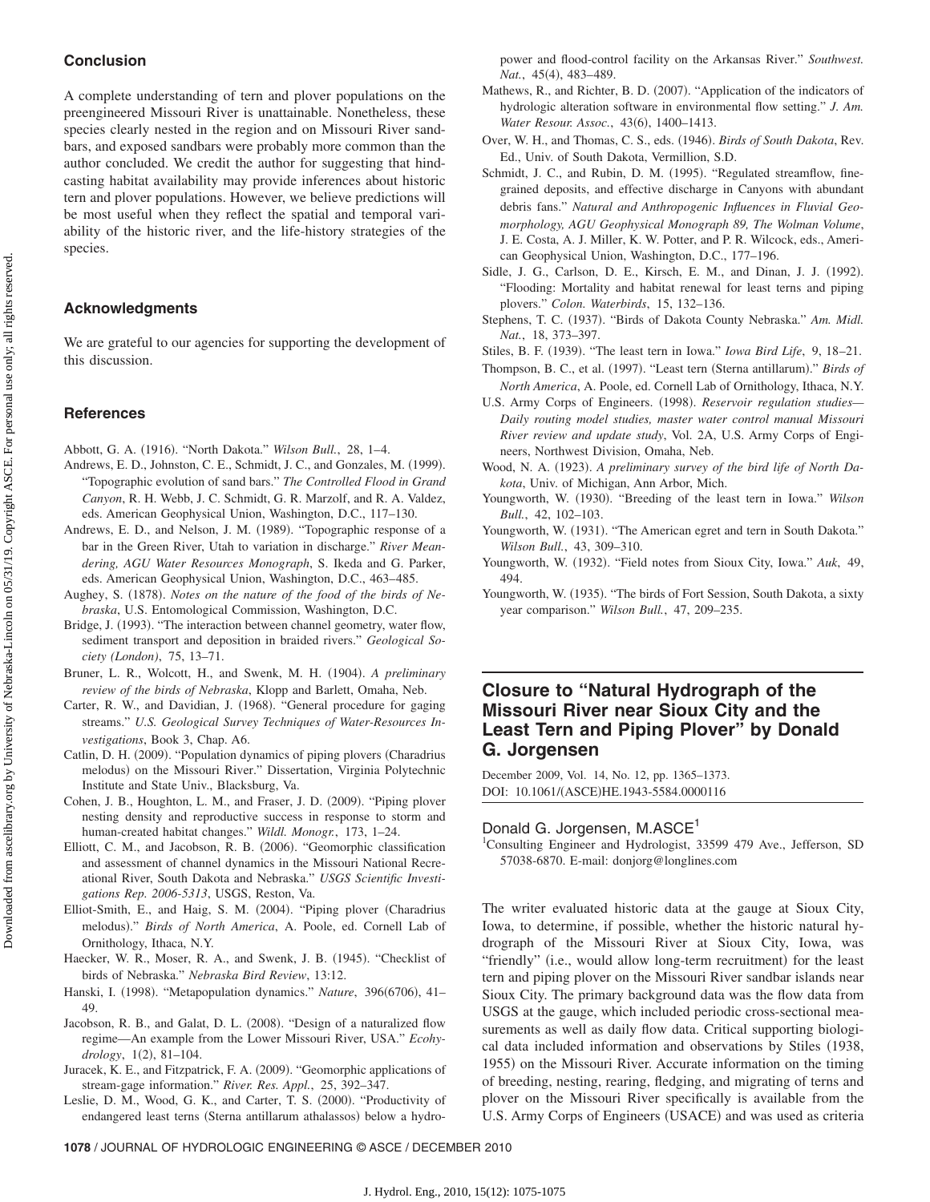## Conclusion

A complete understanding of tern and plover populations on the preengineered Missouri River is unattainable. Nonetheless, these species clearly nested in the region and on Missouri River sandbars, and exposed sandbars were probably more common than the author concluded. We credit the author for suggesting that hindcasting habitat availability may provide inferences about historic tern and plover populations. However, we believe predictions will be most useful when they reflect the spatial and temporal variability of the historic river, and the life-history strategies of the species.

## Acknowledgments

We are grateful to our agencies for supporting the development of this discussion.

## References

Abbott, G. A. (1916). "North Dakota." *Wilson Bull.*, 28, 1–4.

Andrews, E. D., Johnston, C. E., Schmidt, J. C., and Gonzales, M. (1999). "Topographic evolution of sand bars." *The Controlled Flood in Grand Canyon*, R. H. Webb, J. C. Schmidt, G. R. Marzolf, and R. A. Valdez, eds. American Geophysical Union, Washington, D.C., 117–130.

Andrews, E. D., and Nelson, J. M. (1989). "Topographic response of a bar in the Green River, Utah to variation in discharge." *River Meandering, AGU Water Resources Monograph*, S. Ikeda and G. Parker, eds. American Geophysical Union, Washington, D.C., 463–485.

Aughey, S. (1878). *Notes on the nature of the food of the birds of Nebraska*, U.S. Entomological Commission, Washington, D.C.

Bridge, J. (1993). "The interaction between channel geometry, water flow, sediment transport and deposition in braided rivers." *Geological Society (London)*, 75, 13–71.

Bruner, L. R., Wolcott, H., and Swenk, M. H. (1904). *A preliminary review of the birds of Nebraska*, Klopp and Barlett, Omaha, Neb.

Carter, R. W., and Davidian, J. (1968). "General procedure for gaging streams." *U.S. Geological Survey Techniques of Water-Resources Investigations*, Book 3, Chap. A6.

Catlin, D. H. (2009). "Population dynamics of piping plovers (Charadrius melodus) on the Missouri River." Dissertation, Virginia Polytechnic Institute and State Univ., Blacksburg, Va.

Cohen, J. B., Houghton, L. M., and Fraser, J. D. (2009). "Piping plover nesting density and reproductive success in response to storm and human-created habitat changes." *Wildl. Monogr.*, 173, 1–24.

Elliott, C. M., and Jacobson, R. B. (2006). "Geomorphic classification and assessment of channel dynamics in the Missouri National Recreational River, South Dakota and Nebraska." *USGS Scientific Investigations Rep. 2006-5313*, USGS, Reston, Va.

Elliot-Smith, E., and Haig, S. M. (2004). "Piping plover (Charadrius melodus)." *Birds of North America*, A. Poole, ed. Cornell Lab of Ornithology, Ithaca, N.Y.

Haecker, W. R., Moser, R. A., and Swenk, J. B. (1945). "Checklist of birds of Nebraska." *Nebraska Bird Review*, 13:12.

Hanski, I. (1998). "Metapopulation dynamics." *Nature*, 396(6706), 41–49.

Jacobson, R. B., and Galat, D. L. (2008). "Design of a naturalized flow regime—An example from the Lower Missouri River, USA." *Ecohydrology*, 1(2), 81–104.

Juracek, K. E., and Fitzpatrick, F. A. (2009). "Geomorphic applications of stream-gage information." *River. Res. Appl.*, 25, 392–347.

Leslie, D. M., Wood, G. K., and Carter, T. S. (2000). "Productivity of endangered least terns (Sterna antillarum athalassos) below a hydropower and flood-control facility on the Arkansas River." *Southwest. Nat.*, 45(4), 483–489.

Mathews, R., and Richter, B. D. (2007). "Application of the indicators of hydrologic alteration software in environmental flow setting." *J. Am. Water Resour. Assoc.*, 43(6), 1400–1413.

Over, W. H., and Thomas, C. S., eds. (1946). *Birds of South Dakota*, Rev. Ed., Univ. of South Dakota, Vermillion, S.D.

Schmidt, J. C., and Rubin, D. M. (1995). "Regulated streamflow, fine-grained deposits, and effective discharge in Canyons with abundant debris fans." *Natural and Anthropogenic Influences in Fluvial Geomorphology, AGU Geophysical Monograph 89, The Wolman Volume*, J. E. Costa, A. J. Miller, K. W. Potter, and P. R. Wilcock, eds., American Geophysical Union, Washington, D.C., 177–196.

Sidle, J. G., Carlson, D. E., Kirsch, E. M., and Dinan, J. J. (1992). "Flooding: Mortality and habitat renewal for least terns and piping plovers." *Colon. Waterbirds*, 15, 132–136.

Stephens, T. C. (1937). "Birds of Dakota County Nebraska." *Am. Midl. Nat.*, 18, 373–397.

Stiles, B. F. (1939). "The least tern in Iowa." *Iowa Bird Life*, 9, 18–21.

Thompson, B. C., et al. (1997). "Least tern (Sterna antillarum)." *Birds of North America*, A. Poole, ed. Cornell Lab of Ornithology, Ithaca, N.Y.

U.S. Army Corps of Engineers. (1998). *Reservoir regulation studies—Daily routing model studies, master water control manual Missouri River review and update study*, Vol. 2A, U.S. Army Corps of Engineers, Northwest Division, Omaha, Neb.

Wood, N. A. (1923). *A preliminary survey of the bird life of North Dakota*, Univ. of Michigan, Ann Arbor, Mich.

Youngworth, W. (1930). "Breeding of the least tern in Iowa." *Wilson Bull.*, 42, 102–103.

Youngworth, W. (1931). "The American egret and tern in South Dakota." *Wilson Bull.*, 43, 309–310.

Youngworth, W. (1932). "Field notes from Sioux City, Iowa." *Auk*, 49, 494.

Youngworth, W. (1935). "The birds of Fort Session, South Dakota, a sixty year comparison." *Wilson Bull.*, 47, 209–235.

# Closure to "Natural Hydrograph of the Missouri River near Sioux City and the Least Tern and Piping Plover" by Donald G. Jorgensen

December 2009, Vol. 14, No. 12, pp. 1365–1373.
DOI: 10.1061/(ASCE)HE.1943-5584.0000116

Donald G. Jorgensen, M.ASCE[1]

[1]Consulting Engineer and Hydrologist, 33599 479 Ave., Jefferson, SD 57038-6870. E-mail: donjorg@longlines.com

The writer evaluated historic data at the gauge at Sioux City, Iowa, to determine, if possible, whether the historic natural hydrograph of the Missouri River at Sioux City, Iowa, was "friendly" (i.e., would allow long-term recruitment) for the least tern and piping plover on the Missouri River sandbar islands near Sioux City. The primary background data was the flow data from USGS at the gauge, which included periodic cross-sectional measurements as well as daily flow data. Critical supporting biological data included information and observations by Stiles (1938, 1955) on the Missouri River. Accurate information on the timing of breeding, nesting, rearing, fledging, and migrating of terns and plover on the Missouri River specifically is available from the U.S. Army Corps of Engineers (USACE) and was used as criteria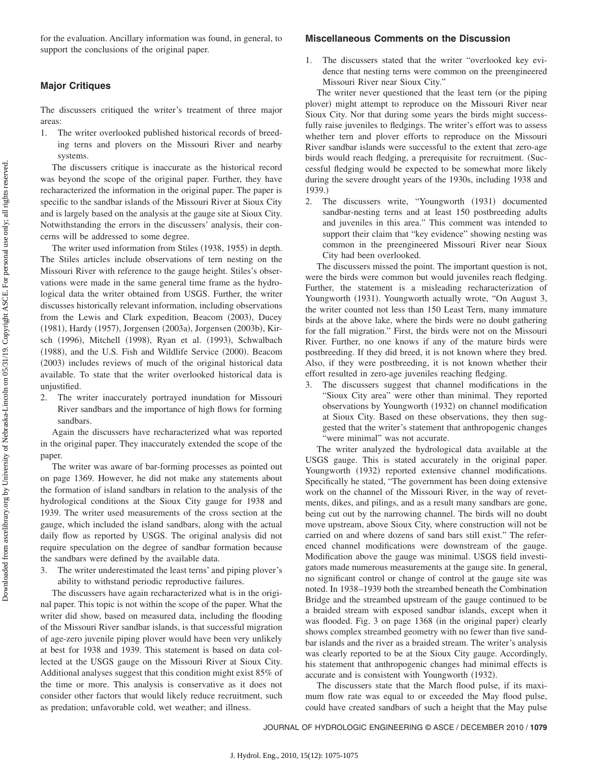for the evaluation. Ancillary information was found, in general, to support the conclusions of the original paper.

## Major Critiques

The discussers critiqued the writer's treatment of three major areas:

1. The writer overlooked published historical records of breeding terns and plovers on the Missouri River and nearby systems.

The discussers critique is inaccurate as the historical record was beyond the scope of the original paper. Further, they have recharacterized the information in the original paper. The paper is specific to the sandbar islands of the Missouri River at Sioux City and is largely based on the analysis at the gauge site at Sioux City. Notwithstanding the errors in the discussers' analysis, their concerns will be addressed to some degree.

The writer used information from Stiles (1938, 1955) in depth. The Stiles articles include observations of tern nesting on the Missouri River with reference to the gauge height. Stiles's observations were made in the same general time frame as the hydrological data the writer obtained from USGS. Further, the writer discusses historically relevant information, including observations from the Lewis and Clark expedition, Beacom (2003), Ducey (1981), Hardy (1957), Jorgensen (2003a), Jorgensen (2003b), Kirsch (1996), Mitchell (1998), Ryan et al. (1993), Schwalbach (1988), and the U.S. Fish and Wildlife Service (2000). Beacom (2003) includes reviews of much of the original historical data available. To state that the writer overlooked historical data is unjustified.

2. The writer inaccurately portrayed inundation for Missouri River sandbars and the importance of high flows for forming sandbars.

Again the discussers have recharacterized what was reported in the original paper. They inaccurately extended the scope of the paper.

The writer was aware of bar-forming processes as pointed out on page 1369. However, he did not make any statements about the formation of island sandbars in relation to the analysis of the hydrological conditions at the Sioux City gauge for 1938 and 1939. The writer used measurements of the cross section at the gauge, which included the island sandbars, along with the actual daily flow as reported by USGS. The original analysis did not require speculation on the degree of sandbar formation because the sandbars were defined by the available data.

3. The writer underestimated the least terns' and piping plover's ability to withstand periodic reproductive failures.

The discussers have again recharacterized what is in the original paper. This topic is not within the scope of the paper. What the writer did show, based on measured data, including the flooding of the Missouri River sandbar islands, is that successful migration of age-zero juvenile piping plover would have been very unlikely at best for 1938 and 1939. This statement is based on data collected at the USGS gauge on the Missouri River at Sioux City. Additional analyses suggest that this condition might exist 85% of the time or more. This analysis is conservative as it does not consider other factors that would likely reduce recruitment, such as predation; unfavorable cold, wet weather; and illness.

## Miscellaneous Comments on the Discussion

1. The discussers stated that the writer "overlooked key evidence that nesting terns were common on the preengineered Missouri River near Sioux City."

The writer never questioned that the least tern (or the piping plover) might attempt to reproduce on the Missouri River near Sioux City. Nor that during some years the birds might successfully raise juveniles to fledgings. The writer's effort was to assess whether tern and plover efforts to reproduce on the Missouri River sandbar islands were successful to the extent that zero-age birds would reach fledging, a prerequisite for recruitment. (Successful fledging would be expected to be somewhat more likely during the severe drought years of the 1930s, including 1938 and 1939.)

2. The discussers write, "Youngworth (1931) documented sandbar-nesting terns and at least 150 postbreeding adults and juveniles in this area." This comment was intended to support their claim that "key evidence" showing nesting was common in the preengineered Missouri River near Sioux City had been overlooked.

The discussers missed the point. The important question is not, were the birds were common but would juveniles reach fledging. Further, the statement is a misleading recharacterization of Youngworth (1931). Youngworth actually wrote, "On August 3, the writer counted not less than 150 Least Tern, many immature birds at the above lake, where the birds were no doubt gathering for the fall migration." First, the birds were not on the Missouri River. Further, no one knows if any of the mature birds were postbreeding. If they did breed, it is not known where they bred. Also, if they were postbreeding, it is not known whether their effort resulted in zero-age juveniles reaching fledging.

3. The discussers suggest that channel modifications in the "Sioux City area" were other than minimal. They reported observations by Youngworth (1932) on channel modification at Sioux City. Based on these observations, they then suggested that the writer's statement that anthropogenic changes "were minimal" was not accurate.

The writer analyzed the hydrological data available at the USGS gauge. This is stated accurately in the original paper. Youngworth (1932) reported extensive channel modifications. Specifically he stated, "The government has been doing extensive work on the channel of the Missouri River, in the way of revetments, dikes, and pilings, and as a result many sandbars are gone, being cut out by the narrowing channel. The birds will no doubt move upstream, above Sioux City, where construction will not be carried on and where dozens of sand bars still exist." The referenced channel modifications were downstream of the gauge. Modification above the gauge was minimal. USGS field investigators made numerous measurements at the gauge site. In general, no significant control or change of control at the gauge site was noted. In 1938–1939 both the streambed beneath the Combination Bridge and the streambed upstream of the gauge continued to be a braided stream with exposed sandbar islands, except when it was flooded. Fig. 3 on page 1368 (in the original paper) clearly shows complex streambed geometry with no fewer than five sandbar islands and the river as a braided stream. The writer's analysis was clearly reported to be at the Sioux City gauge. Accordingly, his statement that anthropogenic changes had minimal effects is accurate and is consistent with Youngworth (1932).

The discussers state that the March flood pulse, if its maximum flow rate was equal to or exceeded the May flood pulse, could have created sandbars of such a height that the May pulse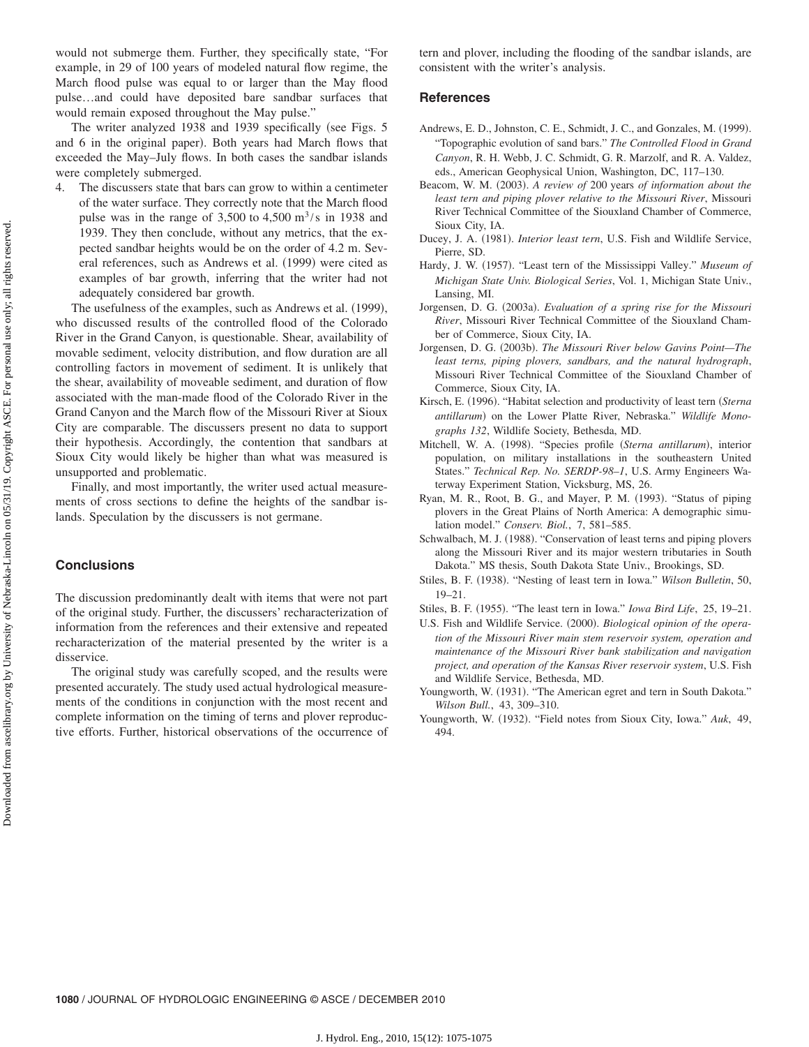would not submerge them. Further, they specifically state, "For example, in 29 of 100 years of modeled natural flow regime, the March flood pulse was equal to or larger than the May flood pulse…and could have deposited bare sandbar surfaces that would remain exposed throughout the May pulse."

The writer analyzed 1938 and 1939 specifically (see Figs. 5 and 6 in the original paper). Both years had March flows that exceeded the May–July flows. In both cases the sandbar islands were completely submerged.

4. The discussers state that bars can grow to within a centimeter of the water surface. They correctly note that the March flood pulse was in the range of 3,500 to 4,500 $m^3/s$ in 1938 and 1939. They then conclude, without any metrics, that the expected sandbar heights would be on the order of 4.2 m. Several references, such as Andrews et al. (1999) were cited as examples of bar growth, inferring that the writer had not adequately considered bar growth.

The usefulness of the examples, such as Andrews et al. (1999), who discussed results of the controlled flood of the Colorado River in the Grand Canyon, is questionable. Shear, availability of movable sediment, velocity distribution, and flow duration are all controlling factors in movement of sediment. It is unlikely that the shear, availability of moveable sediment, and duration of flow associated with the man-made flood of the Colorado River in the Grand Canyon and the March flow of the Missouri River at Sioux City are comparable. The discussers present no data to support their hypothesis. Accordingly, the contention that sandbars at Sioux City would likely be higher than what was measured is unsupported and problematic.

Finally, and most importantly, the writer used actual measurements of cross sections to define the heights of the sandbar islands. Speculation by the discussers is not germane.

## Conclusions

The discussion predominantly dealt with items that were not part of the original study. Further, the discussers' recharacterization of information from the references and their extensive and repeated recharacterization of the material presented by the writer is a disservice.

The original study was carefully scoped, and the results were presented accurately. The study used actual hydrological measurements of the conditions in conjunction with the most recent and complete information on the timing of terns and plover reproductive efforts. Further, historical observations of the occurrence of tern and plover, including the flooding of the sandbar islands, are consistent with the writer's analysis.

## References

Andrews, E. D., Johnston, C. E., Schmidt, J. C., and Gonzales, M. (1999). "Topographic evolution of sand bars." *The Controlled Flood in Grand Canyon*, R. H. Webb, J. C. Schmidt, G. R. Marzolf, and R. A. Valdez, eds., American Geophysical Union, Washington, DC, 117–130.

Beacom, W. M. (2003). *A review of* 200 years *of information about the least tern and piping plover relative to the Missouri River*, Missouri River Technical Committee of the Siouxland Chamber of Commerce, Sioux City, IA.

Ducey, J. A. (1981). *Interior least tern*, U.S. Fish and Wildlife Service, Pierre, SD.

Hardy, J. W. (1957). "Least tern of the Mississippi Valley." *Museum of Michigan State Univ. Biological Series*, Vol. 1, Michigan State Univ., Lansing, MI.

Jorgensen, D. G. (2003a). *Evaluation of a spring rise for the Missouri River*, Missouri River Technical Committee of the Siouxland Chamber of Commerce, Sioux City, IA.

Jorgensen, D. G. (2003b). *The Missouri River below Gavins Point—The least terns, piping plovers, sandbars, and the natural hydrograph*, Missouri River Technical Committee of the Siouxland Chamber of Commerce, Sioux City, IA.

Kirsch, E. (1996). "Habitat selection and productivity of least tern (*Sterna antillarum*) on the Lower Platte River, Nebraska." *Wildlife Monographs 132*, Wildlife Society, Bethesda, MD.

Mitchell, W. A. (1998). "Species profile (*Sterna antillarum*), interior population, on military installations in the southeastern United States." *Technical Rep. No. SERDP-98–1*, U.S. Army Engineers Waterway Experiment Station, Vicksburg, MS, 26.

Ryan, M. R., Root, B. G., and Mayer, P. M. (1993). "Status of piping plovers in the Great Plains of North America: A demographic simulation model." *Conserv. Biol.*, 7, 581–585.

Schwalbach, M. J. (1988). "Conservation of least terns and piping plovers along the Missouri River and its major western tributaries in South Dakota." MS thesis, South Dakota State Univ., Brookings, SD.

Stiles, B. F. (1938). "Nesting of least tern in Iowa." *Wilson Bulletin*, 50, 19–21.

Stiles, B. F. (1955). "The least tern in Iowa." *Iowa Bird Life*, 25, 19–21.

U.S. Fish and Wildlife Service. (2000). *Biological opinion of the operation of the Missouri River main stem reservoir system, operation and maintenance of the Missouri River bank stabilization and navigation project, and operation of the Kansas River reservoir system*, U.S. Fish and Wildlife Service, Bethesda, MD.

Youngworth, W. (1931). "The American egret and tern in South Dakota." *Wilson Bull.*, 43, 309–310.

Youngworth, W. (1932). "Field notes from Sioux City, Iowa." *Auk*, 49, 494.